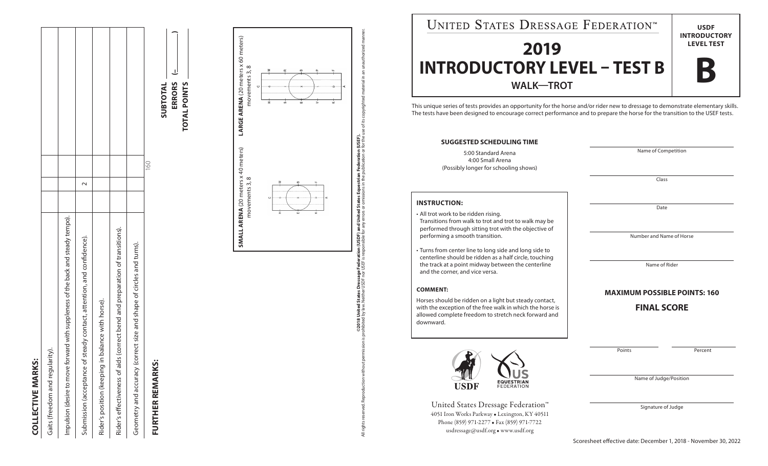## COLLECTIVE MARKS:

| | | | | |
|---|---|---|---|---|
| Gaits (freedom and regularity). | | | | |
| Impulsion (desire to move forward with suppleness of the back and steady tempo). | | | | |
| Submission (acceptance of steady contact, attention, and confidence). | | 2 | | |
| Rider's position (keeping in balance with horse). | | | | |
| Rider's effectiveness of aids (correct bend and preparation of transitions). | | | | |
| Geometry and accuracy (correct size and shape of circles and turns). | | | | |
| | | | 160 | |

## FURTHER REMARKS:

**SUBTOTAL** ______

**ERRORS** (– ______ )

**TOTAL POINTS** ______

**SMALL ARENA** (20 meters x 40 meters) movements 3, 8

**LARGE ARENA** (20 meters x 60 meters) movements 3, 8

**©2018 United States Dressage Federation (USDF) and United States Equestrian Federation (USEF).**
All rights reserved. Reproduction without permission is prohibited by law. Neither USDF nor USEF is responsible for any errors or omissions in the publication or for the use of its copyrighted material in an unauthorized manner.

# UNITED STATES DRESSAGE FEDERATION™

# 2019 INTRODUCTORY LEVEL – TEST B

### WALK—TROT

**USDF INTRODUCTORY LEVEL TEST**

# B

This unique series of tests provides an opportunity for the horse and/or rider new to dressage to demonstrate elementary skills. The tests have been designed to encourage correct performance and to prepare the horse for the transition to the USEF tests.

**SUGGESTED SCHEDULING TIME**

5:00 Standard Arena
4:00 Small Arena
(Possibly longer for schooling shows)

**INSTRUCTION:**

- All trot work to be ridden rising. Transitions from walk to trot and trot to walk may be performed through sitting trot with the objective of performing a smooth transition.
- Turns from center line to long side and long side to centerline should be ridden as a half circle, touching the track at a point midway between the centerline and the corner, and vice versa.

**COMMENT:**

Horses should be ridden on a light but steady contact, with the exception of the free walk in which the horse is allowed complete freedom to stretch neck forward and downward.

______
Name of Competition

______
Class

______
Date

______
Number and Name of Horse

______
Name of Rider

**MAXIMUM POSSIBLE POINTS: 160**

**FINAL SCORE**

______ Points ______ Percent

______
Name of Judge/Position

______
Signature of Judge

USDF — US EQUESTRIAN FEDERATION

United States Dressage Federation™
4051 Iron Works Parkway • Lexington, KY 40511
Phone (859) 971-2277 • Fax (859) 971-7722
usdressage@usdf.org • www.usdf.org

Scoresheet effective date: December 1, 2018 - November 30, 2022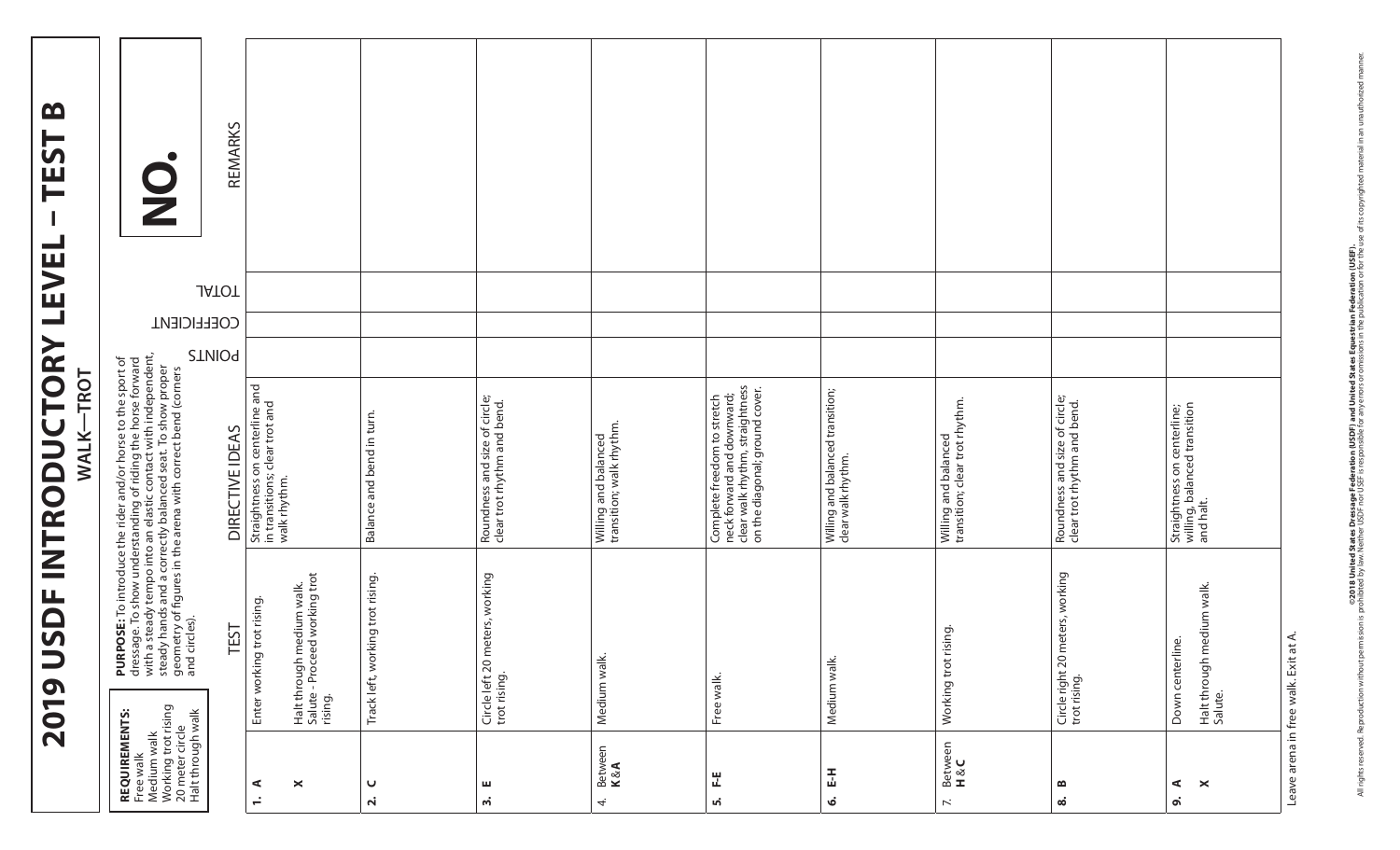# 2019 USDF INTRODUCTORY LEVEL – TEST B

## WALK—TROT

**REQUIREMENTS:**
Free walk
Medium walk
Working trot rising
20 meter circle
Halt through walk

**PURPOSE:** To introduce the rider and/or horse to the sport of dressage. To show understanding of riding the horse forward with a steady tempo into an elastic contact with independent, steady hands and a correctly balanced seat. To show proper geometry of figures in the arena with correct bend (corners and circles).

**NO.**

| | TEST | DIRECTIVE IDEAS | POINTS | COEFFICIENT | TOTAL | REMARKS |
|---|---|---|---|---|---|---|
| **1. A**<br><br>**X** | Enter working trot rising.<br><br>Halt through medium walk. Salute - Proceed working trot rising. | Straightness on centerline and in transitions; clear trot and walk rhythm. | | | | |
| **2. C** | Track left, working trot rising. | Balance and bend in turn. | | | | |
| **3. E** | Circle left 20 meters, working trot rising. | Roundness and size of circle; clear trot rhythm and bend. | | | | |
| 4. Between **K & A** | Medium walk. | Willing and balanced transition; walk rhythm. | | | | |
| **5. F-E** | Free walk. | Complete freedom to stretch neck forward and downward; clear walk rhythm, straightness on the diagonal; ground cover. | | | | |
| **6. E-H** | Medium walk. | Willing and balanced transition; clear walk rhythm. | | | | |
| 7. Between **H & C** | Working trot rising. | Willing and balanced transition; clear trot rhythm. | | | | |
| **8. B** | Circle right 20 meters, working trot rising. | Roundness and size of circle; clear trot rhythm and bend. | | | | |
| **9. A**<br><br>**X** | Down centerline.<br><br>Halt through medium walk. Salute. | Straightness on centerline; willing, balanced transition and halt. | | | | |

Leave arena in free walk. Exit at A.

**©2018 United States Dressage Federation (USDF) and United States Equestrian Federation (USEF).**
All rights reserved. Reproduction without permission is prohibited by law. Neither USDF nor USEF is responsible for any errors or omissions in the publication or for the use of its copyrighted material in an unauthorized manner.